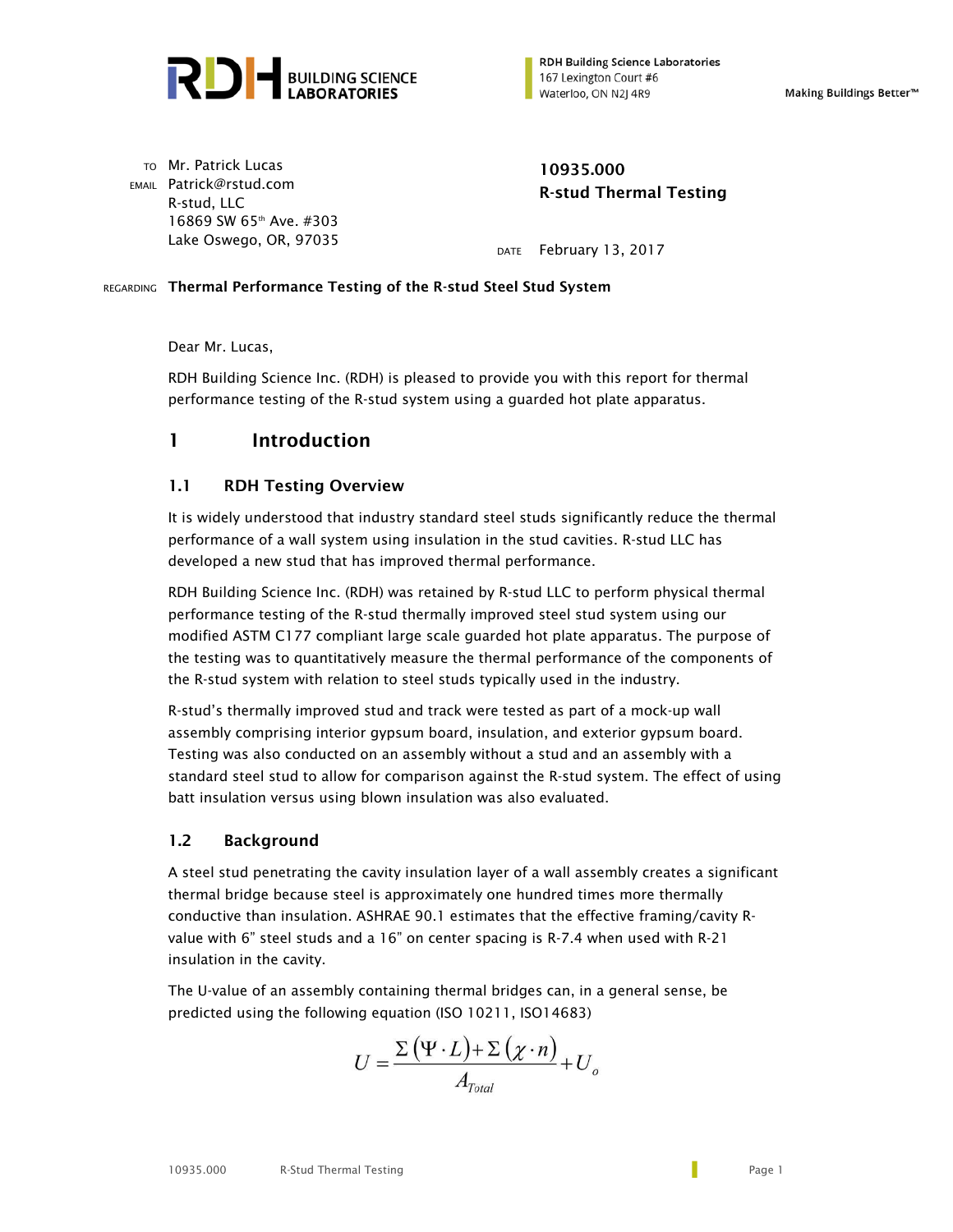RDH BUILDING SCIENCE LABORATORIES

RDH Building Science Laboratories
167 Lexington Court #6
Waterloo, ON N2J 4R9

Making Buildings Better™

TO Mr. Patrick Lucas
EMAIL Patrick@rstud.com
R-stud, LLC
16869 SW 65th Ave. #303
Lake Oswego, OR, 97035

**10935.000**
**R-stud Thermal Testing**

DATE February 13, 2017

REGARDING **Thermal Performance Testing of the R-stud Steel Stud System**

Dear Mr. Lucas,

RDH Building Science Inc. (RDH) is pleased to provide you with this report for thermal performance testing of the R-stud system using a guarded hot plate apparatus.

# 1 Introduction

## 1.1 RDH Testing Overview

It is widely understood that industry standard steel studs significantly reduce the thermal performance of a wall system using insulation in the stud cavities. R-stud LLC has developed a new stud that has improved thermal performance.

RDH Building Science Inc. (RDH) was retained by R-stud LLC to perform physical thermal performance testing of the R-stud thermally improved steel stud system using our modified ASTM C177 compliant large scale guarded hot plate apparatus. The purpose of the testing was to quantitatively measure the thermal performance of the components of the R-stud system with relation to steel studs typically used in the industry.

R-stud's thermally improved stud and track were tested as part of a mock-up wall assembly comprising interior gypsum board, insulation, and exterior gypsum board. Testing was also conducted on an assembly without a stud and an assembly with a standard steel stud to allow for comparison against the R-stud system. The effect of using batt insulation versus using blown insulation was also evaluated.

## 1.2 Background

A steel stud penetrating the cavity insulation layer of a wall assembly creates a significant thermal bridge because steel is approximately one hundred times more thermally conductive than insulation. ASHRAE 90.1 estimates that the effective framing/cavity R-value with 6" steel studs and a 16" on center spacing is R-7.4 when used with R-21 insulation in the cavity.

The U-value of an assembly containing thermal bridges can, in a general sense, be predicted using the following equation (ISO 10211, ISO14683)

$$U = \frac{\Sigma(\Psi \cdot L) + \Sigma(\chi \cdot n)}{A_{Total}} + U_o$$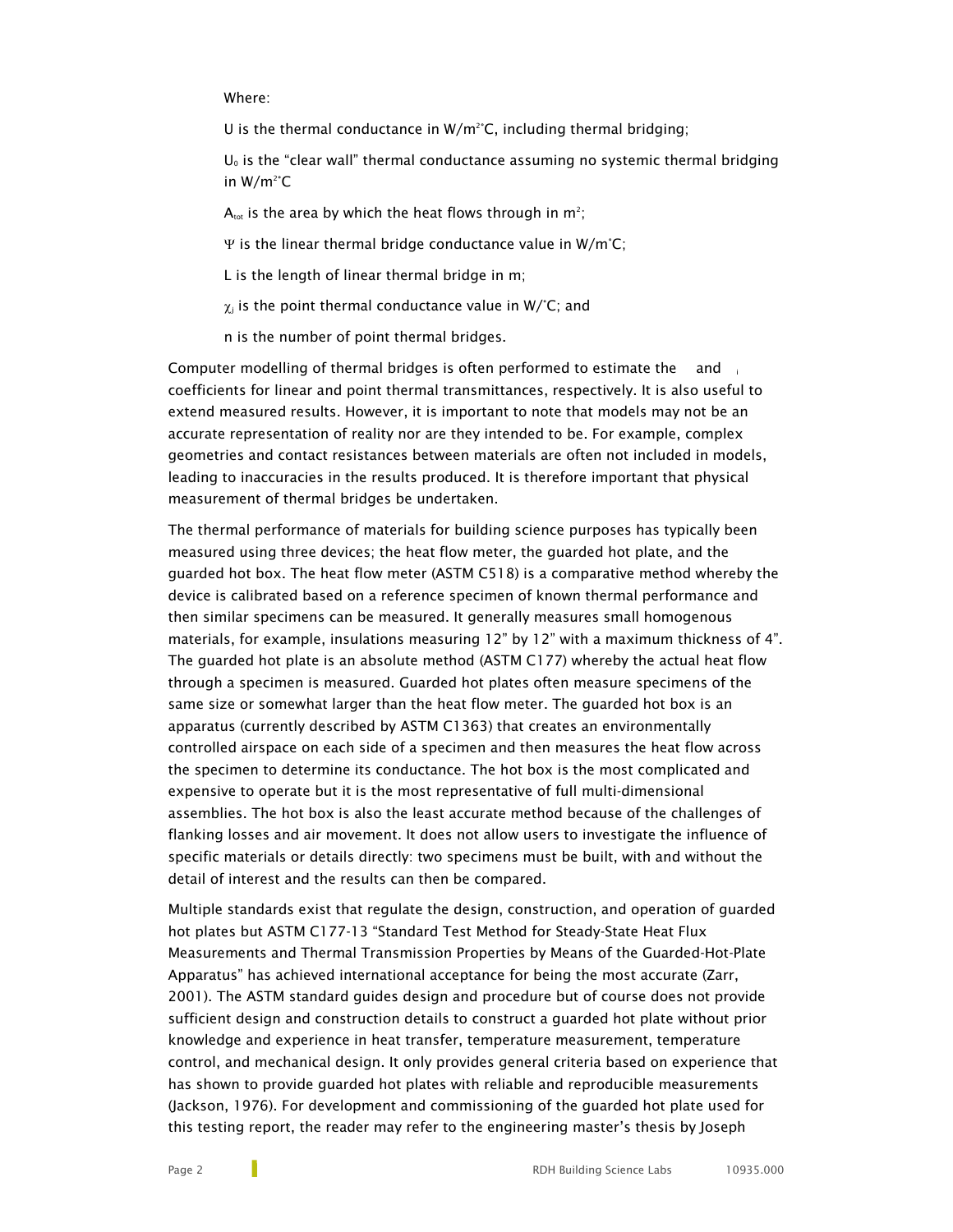Where:

U is the thermal conductance in W/m$^2$°C, including thermal bridging;

$U_0$ is the "clear wall" thermal conductance assuming no systemic thermal bridging in W/m$^2$°C

$A_{tot}$ is the area by which the heat flows through in m$^2$;

Ψ is the linear thermal bridge conductance value in W/m°C;

L is the length of linear thermal bridge in m;

$\chi_j$ is the point thermal conductance value in W/°C; and

n is the number of point thermal bridges.

Computer modelling of thermal bridges is often performed to estimate the and coefficients for linear and point thermal transmittances, respectively. It is also useful to extend measured results. However, it is important to note that models may not be an accurate representation of reality nor are they intended to be. For example, complex geometries and contact resistances between materials are often not included in models, leading to inaccuracies in the results produced. It is therefore important that physical measurement of thermal bridges be undertaken.

The thermal performance of materials for building science purposes has typically been measured using three devices; the heat flow meter, the guarded hot plate, and the guarded hot box. The heat flow meter (ASTM C518) is a comparative method whereby the device is calibrated based on a reference specimen of known thermal performance and then similar specimens can be measured. It generally measures small homogenous materials, for example, insulations measuring 12" by 12" with a maximum thickness of 4". The guarded hot plate is an absolute method (ASTM C177) whereby the actual heat flow through a specimen is measured. Guarded hot plates often measure specimens of the same size or somewhat larger than the heat flow meter. The guarded hot box is an apparatus (currently described by ASTM C1363) that creates an environmentally controlled airspace on each side of a specimen and then measures the heat flow across the specimen to determine its conductance. The hot box is the most complicated and expensive to operate but it is the most representative of full multi-dimensional assemblies. The hot box is also the least accurate method because of the challenges of flanking losses and air movement. It does not allow users to investigate the influence of specific materials or details directly: two specimens must be built, with and without the detail of interest and the results can then be compared.

Multiple standards exist that regulate the design, construction, and operation of guarded hot plates but ASTM C177-13 "Standard Test Method for Steady-State Heat Flux Measurements and Thermal Transmission Properties by Means of the Guarded-Hot-Plate Apparatus" has achieved international acceptance for being the most accurate (Zarr, 2001). The ASTM standard guides design and procedure but of course does not provide sufficient design and construction details to construct a guarded hot plate without prior knowledge and experience in heat transfer, temperature measurement, temperature control, and mechanical design. It only provides general criteria based on experience that has shown to provide guarded hot plates with reliable and reproducible measurements (Jackson, 1976). For development and commissioning of the guarded hot plate used for this testing report, the reader may refer to the engineering master's thesis by Joseph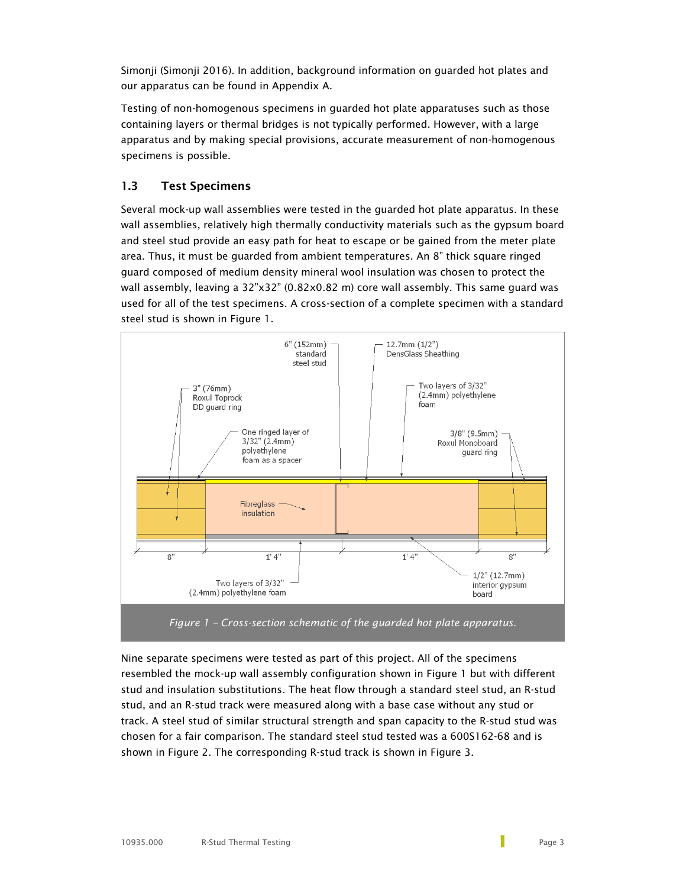Simonji (Simonji 2016). In addition, background information on guarded hot plates and our apparatus can be found in Appendix A.

Testing of non-homogenous specimens in guarded hot plate apparatuses such as those containing layers or thermal bridges is not typically performed. However, with a large apparatus and by making special provisions, accurate measurement of non-homogenous specimens is possible.

## 1.3 Test Specimens

Several mock-up wall assemblies were tested in the guarded hot plate apparatus. In these wall assemblies, relatively high thermally conductivity materials such as the gypsum board and steel stud provide an easy path for heat to escape or be gained from the meter plate area. Thus, it must be guarded from ambient temperatures. An 8" thick square ringed guard composed of medium density mineral wool insulation was chosen to protect the wall assembly, leaving a 32"x32" (0.82x0.82 m) core wall assembly. This same guard was used for all of the test specimens. A cross-section of a complete specimen with a standard steel stud is shown in Figure 1.

*Figure 1 – Cross-section schematic of the guarded hot plate apparatus.*

Nine separate specimens were tested as part of this project. All of the specimens resembled the mock-up wall assembly configuration shown in Figure 1 but with different stud and insulation substitutions. The heat flow through a standard steel stud, an R-stud stud, and an R-stud track were measured along with a base case without any stud or track. A steel stud of similar structural strength and span capacity to the R-stud stud was chosen for a fair comparison. The standard steel stud tested was a 600S162-68 and is shown in Figure 2. The corresponding R-stud track is shown in Figure 3.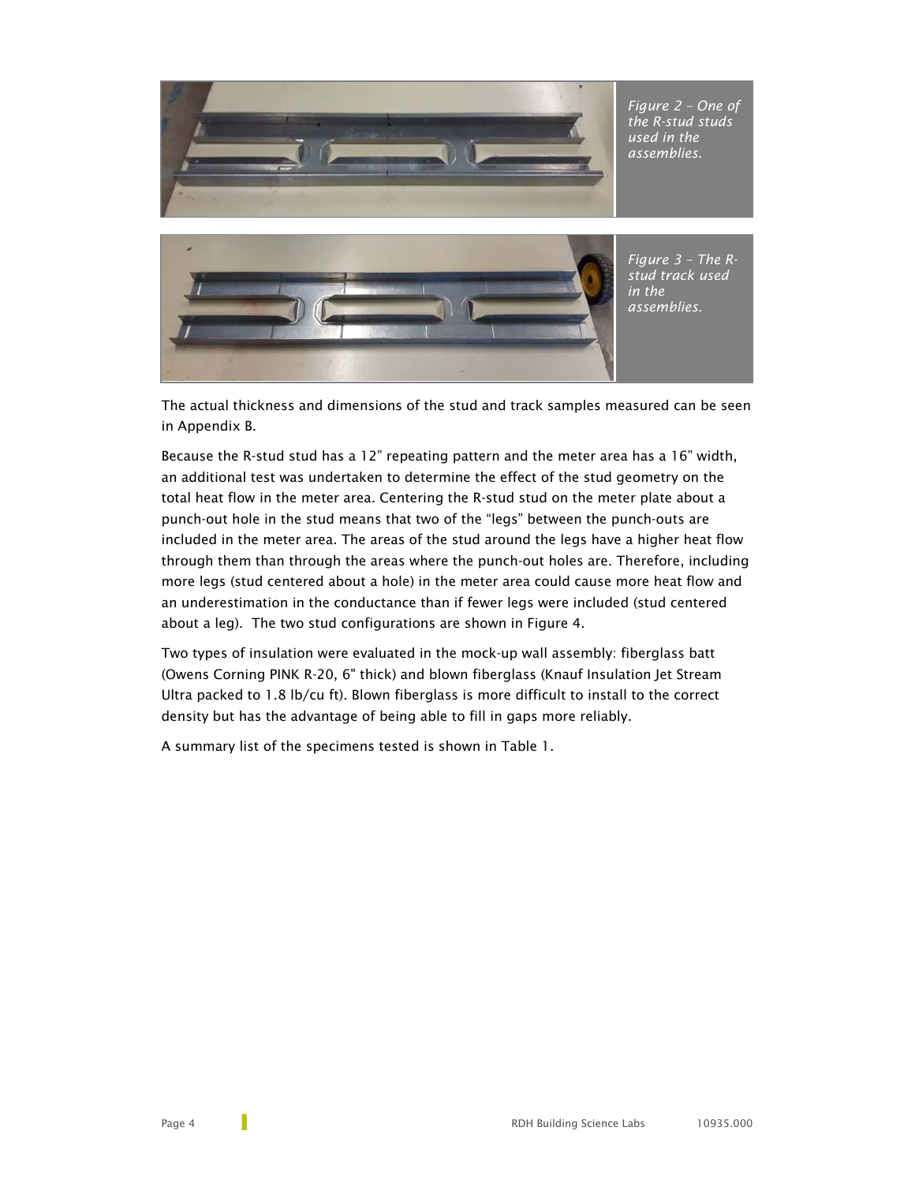*Figure 2 – One of the R-stud studs used in the assemblies.*

*Figure 3 – The R-stud track used in the assemblies.*

The actual thickness and dimensions of the stud and track samples measured can be seen in Appendix B.

Because the R-stud stud has a 12" repeating pattern and the meter area has a 16" width, an additional test was undertaken to determine the effect of the stud geometry on the total heat flow in the meter area. Centering the R-stud stud on the meter plate about a punch-out hole in the stud means that two of the "legs" between the punch-outs are included in the meter area. The areas of the stud around the legs have a higher heat flow through them than through the areas where the punch-out holes are. Therefore, including more legs (stud centered about a hole) in the meter area could cause more heat flow and an underestimation in the conductance than if fewer legs were included (stud centered about a leg). The two stud configurations are shown in Figure 4.

Two types of insulation were evaluated in the mock-up wall assembly: fiberglass batt (Owens Corning PINK R-20, 6" thick) and blown fiberglass (Knauf Insulation Jet Stream Ultra packed to 1.8 lb/cu ft). Blown fiberglass is more difficult to install to the correct density but has the advantage of being able to fill in gaps more reliably.

A summary list of the specimens tested is shown in Table 1.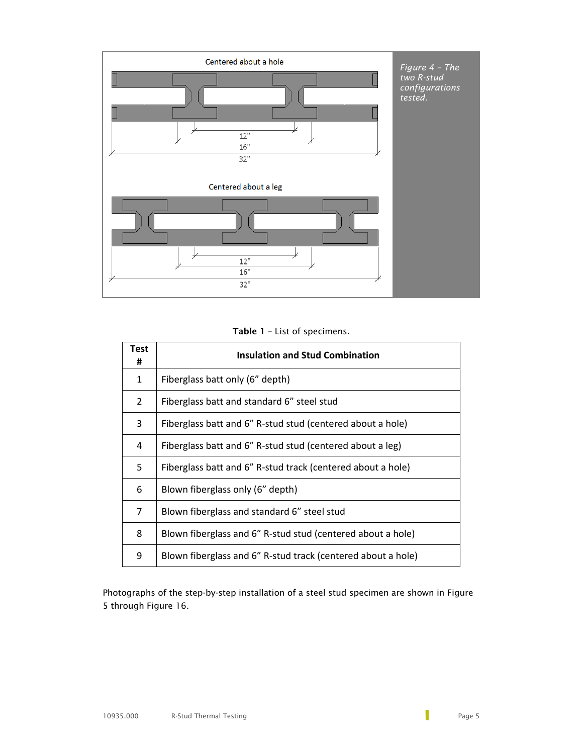Centered about a hole

12"
16"
32"

Centered about a leg

12"
16"
32"

*Figure 4 – The two R-stud configurations tested.*

**Table 1** – List of specimens.

| Test # | Insulation and Stud Combination |
|---|---|
| 1 | Fiberglass batt only (6" depth) |
| 2 | Fiberglass batt and standard 6" steel stud |
| 3 | Fiberglass batt and 6" R-stud stud (centered about a hole) |
| 4 | Fiberglass batt and 6" R-stud stud (centered about a leg) |
| 5 | Fiberglass batt and 6" R-stud track (centered about a hole) |
| 6 | Blown fiberglass only (6" depth) |
| 7 | Blown fiberglass and standard 6" steel stud |
| 8 | Blown fiberglass and 6" R-stud stud (centered about a hole) |
| 9 | Blown fiberglass and 6" R-stud track (centered about a hole) |

Photographs of the step-by-step installation of a steel stud specimen are shown in Figure 5 through Figure 16.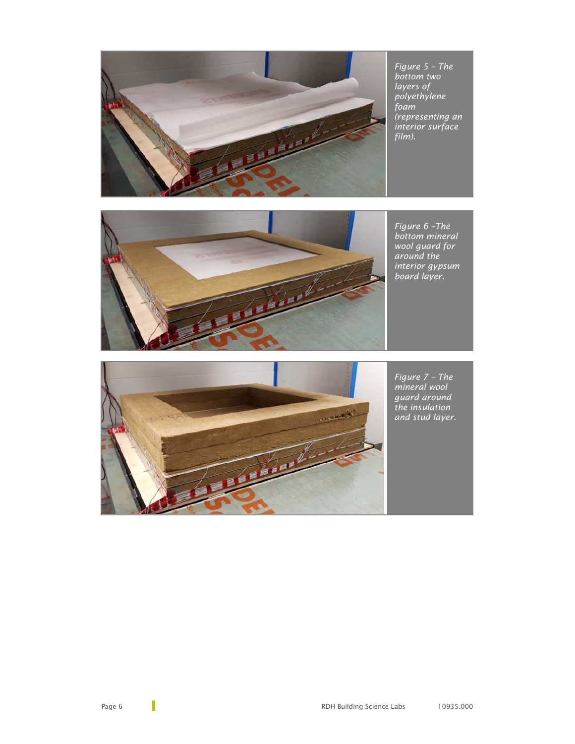*Figure 5 – The bottom two layers of polyethylene foam (representing an interior surface film).*

*Figure 6 –The bottom mineral wool guard for around the interior gypsum board layer.*

*Figure 7 – The mineral wool guard around the insulation and stud layer.*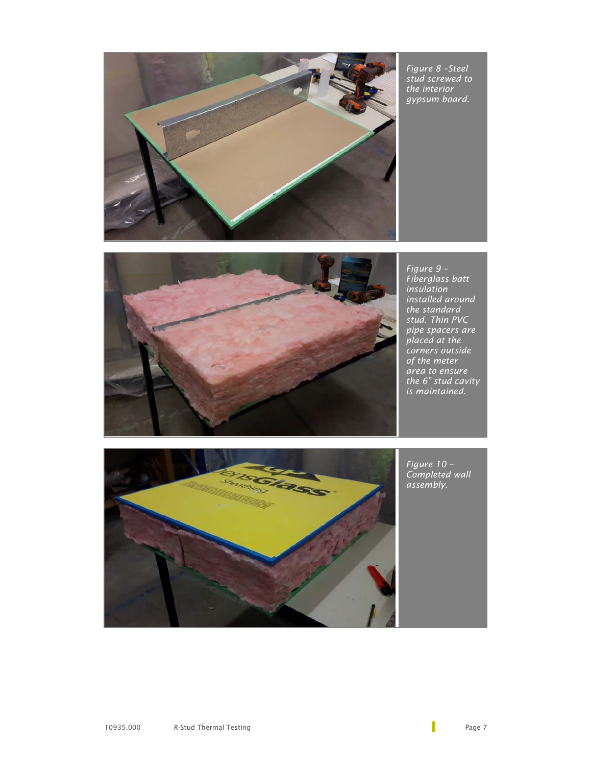*Figure 8 –Steel stud screwed to the interior gypsum board.*

*Figure 9 – Fiberglass batt insulation installed around the standard stud. Thin PVC pipe spacers are placed at the corners outside of the meter area to ensure the 6" stud cavity is maintained.*

*Figure 10 – Completed wall assembly.*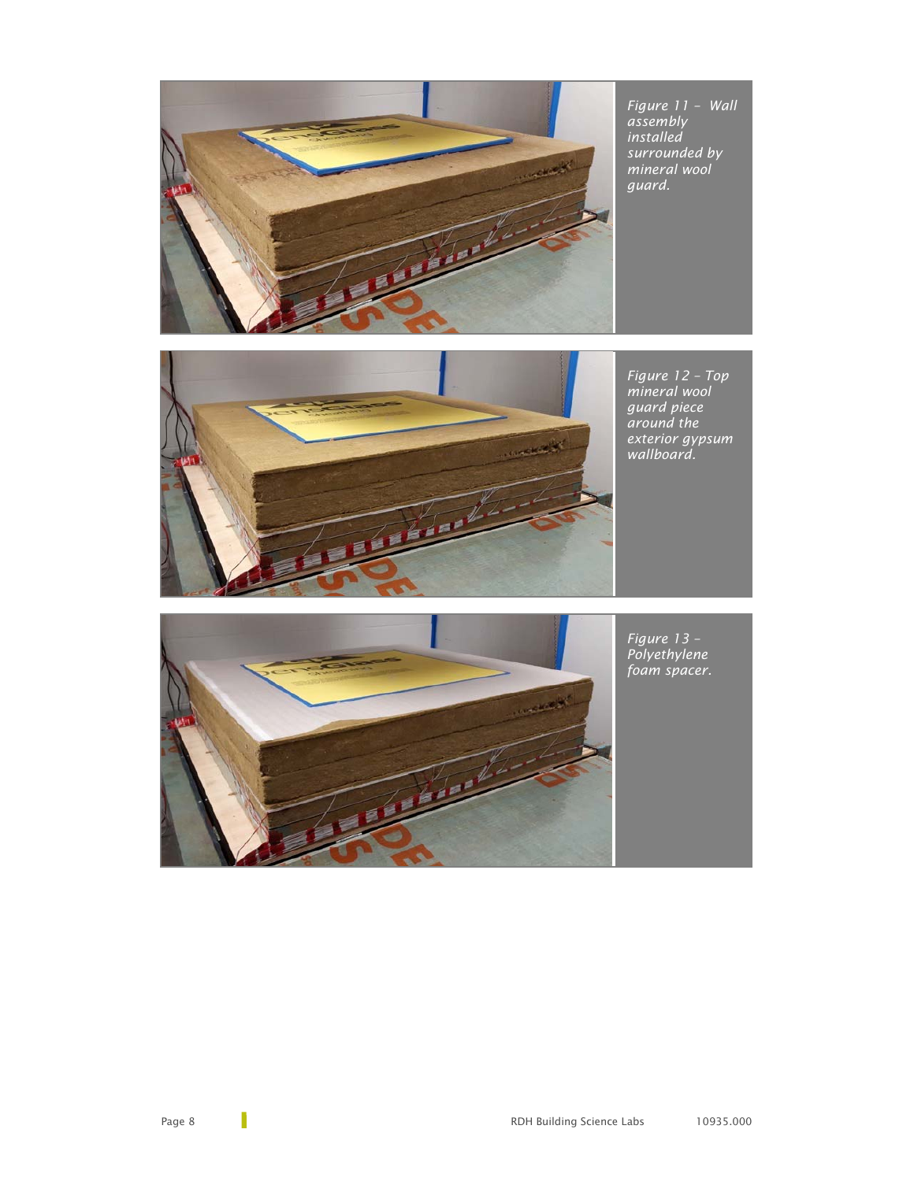*Figure 11 – Wall assembly installed surrounded by mineral wool guard.*

*Figure 12 – Top mineral wool guard piece around the exterior gypsum wallboard.*

*Figure 13 – Polyethylene foam spacer.*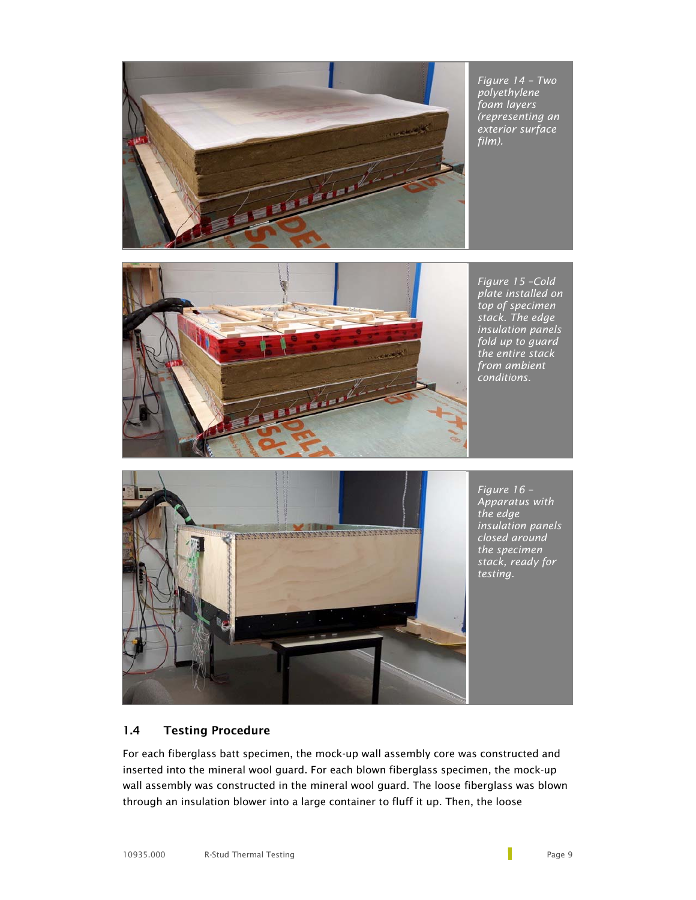*Figure 14 – Two polyethylene foam layers (representing an exterior surface film).*

*Figure 15 –Cold plate installed on top of specimen stack. The edge insulation panels fold up to guard the entire stack from ambient conditions.*

*Figure 16 – Apparatus with the edge insulation panels closed around the specimen stack, ready for testing.*

## 1.4 Testing Procedure

For each fiberglass batt specimen, the mock-up wall assembly core was constructed and inserted into the mineral wool guard. For each blown fiberglass specimen, the mock-up wall assembly was constructed in the mineral wool guard. The loose fiberglass was blown through an insulation blower into a large container to fluff it up. Then, the loose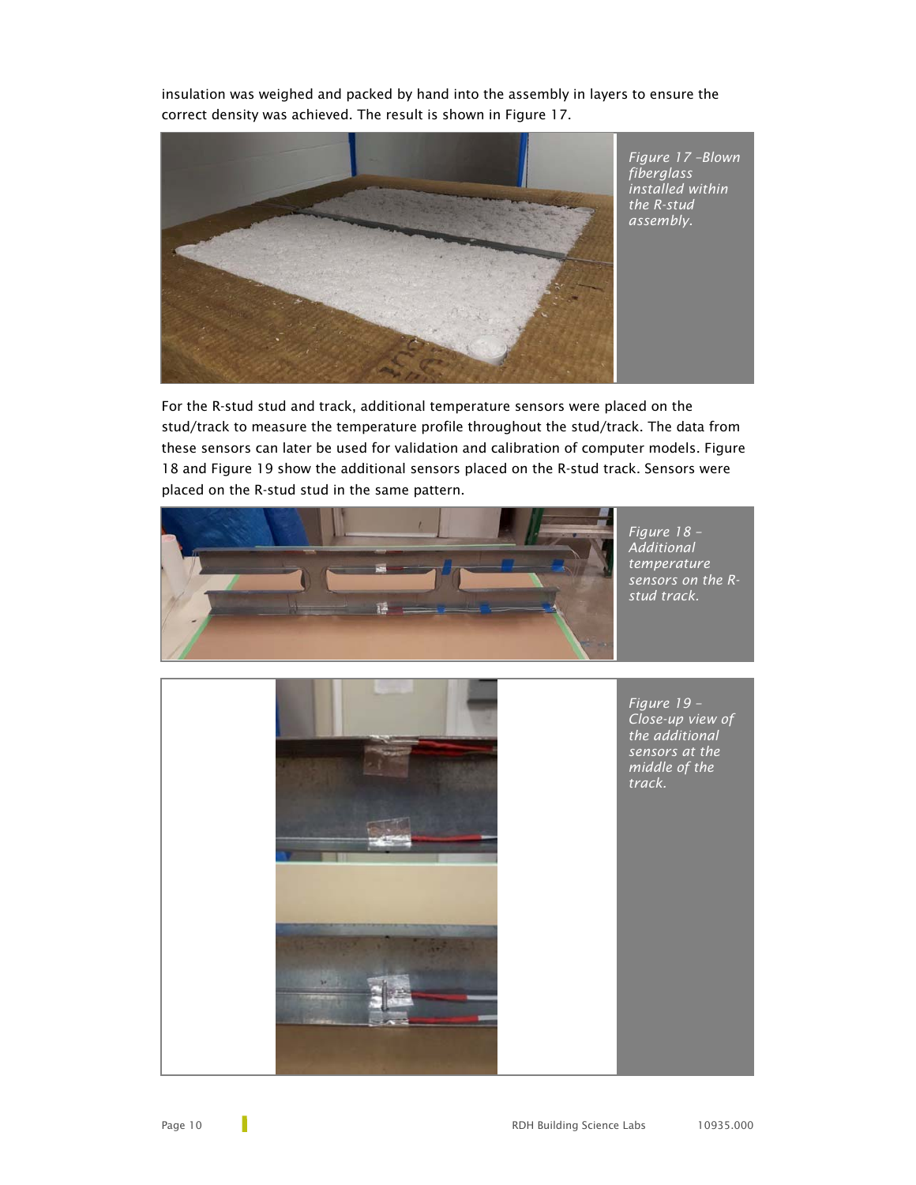insulation was weighed and packed by hand into the assembly in layers to ensure the correct density was achieved. The result is shown in Figure 17.

*Figure 17 –Blown fiberglass installed within the R-stud assembly.*

For the R-stud stud and track, additional temperature sensors were placed on the stud/track to measure the temperature profile throughout the stud/track. The data from these sensors can later be used for validation and calibration of computer models. Figure 18 and Figure 19 show the additional sensors placed on the R-stud track. Sensors were placed on the R-stud stud in the same pattern.

*Figure 18 – Additional temperature sensors on the R-stud track.*

*Figure 19 – Close-up view of the additional sensors at the middle of the track.*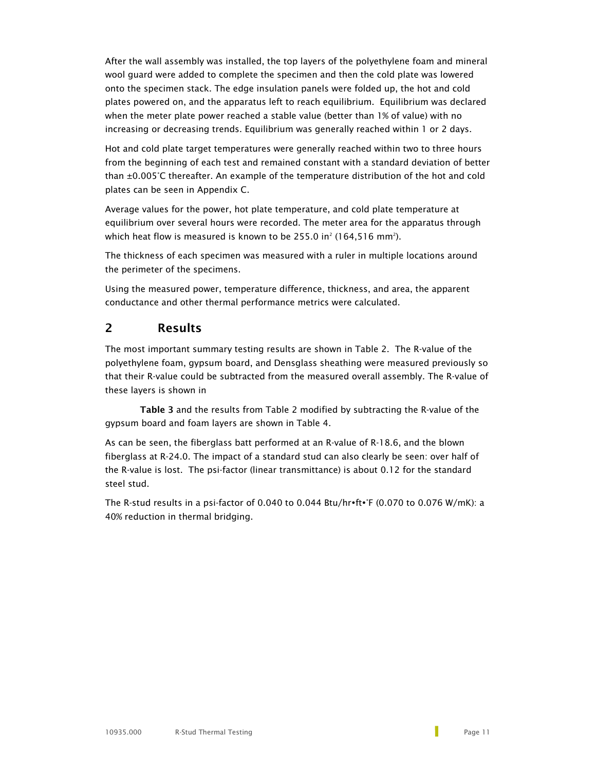After the wall assembly was installed, the top layers of the polyethylene foam and mineral wool guard were added to complete the specimen and then the cold plate was lowered onto the specimen stack. The edge insulation panels were folded up, the hot and cold plates powered on, and the apparatus left to reach equilibrium. Equilibrium was declared when the meter plate power reached a stable value (better than 1% of value) with no increasing or decreasing trends. Equilibrium was generally reached within 1 or 2 days.

Hot and cold plate target temperatures were generally reached within two to three hours from the beginning of each test and remained constant with a standard deviation of better than ±0.005°C thereafter. An example of the temperature distribution of the hot and cold plates can be seen in Appendix C.

Average values for the power, hot plate temperature, and cold plate temperature at equilibrium over several hours were recorded. The meter area for the apparatus through which heat flow is measured is known to be 255.0 $in^2$ (164,516 $mm^2$).

The thickness of each specimen was measured with a ruler in multiple locations around the perimeter of the specimens.

Using the measured power, temperature difference, thickness, and area, the apparent conductance and other thermal performance metrics were calculated.

## 2 Results

The most important summary testing results are shown in Table 2. The R-value of the polyethylene foam, gypsum board, and Densglass sheathing were measured previously so that their R-value could be subtracted from the measured overall assembly. The R-value of these layers is shown in

**Table 3** and the results from Table 2 modified by subtracting the R-value of the gypsum board and foam layers are shown in Table 4.

As can be seen, the fiberglass batt performed at an R-value of R-18.6, and the blown fiberglass at R-24.0. The impact of a standard stud can also clearly be seen: over half of the R-value is lost. The psi-factor (linear transmittance) is about 0.12 for the standard steel stud.

The R-stud results in a psi-factor of 0.040 to 0.044 Btu/hr•ft•°F (0.070 to 0.076 W/mK): a 40% reduction in thermal bridging.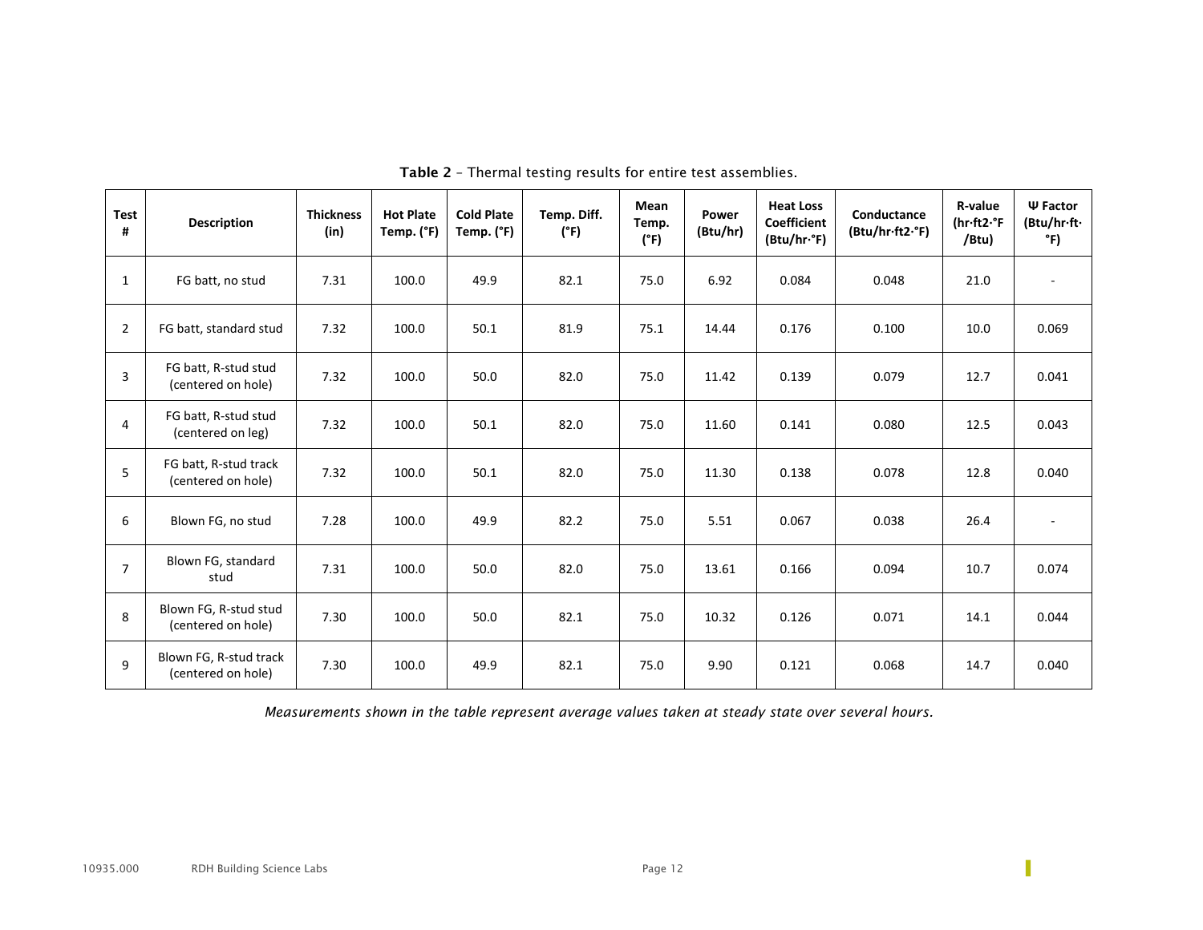**Table 2** – Thermal testing results for entire test assemblies.

| Test # | Description | Thickness (in) | Hot Plate Temp. (°F) | Cold Plate Temp. (°F) | Temp. Diff. (°F) | Mean Temp. (°F) | Power (Btu/hr) | Heat Loss Coefficient (Btu/hr·°F) | Conductance (Btu/hr·ft2·°F) | R-value (hr·ft2·°F /Btu) | Ψ Factor (Btu/hr·ft·°F) |
|---|---|---|---|---|---|---|---|---|---|---|---|
| 1 | FG batt, no stud | 7.31 | 100.0 | 49.9 | 82.1 | 75.0 | 6.92 | 0.084 | 0.048 | 21.0 | - |
| 2 | FG batt, standard stud | 7.32 | 100.0 | 50.1 | 81.9 | 75.1 | 14.44 | 0.176 | 0.100 | 10.0 | 0.069 |
| 3 | FG batt, R-stud stud (centered on hole) | 7.32 | 100.0 | 50.0 | 82.0 | 75.0 | 11.42 | 0.139 | 0.079 | 12.7 | 0.041 |
| 4 | FG batt, R-stud stud (centered on leg) | 7.32 | 100.0 | 50.1 | 82.0 | 75.0 | 11.60 | 0.141 | 0.080 | 12.5 | 0.043 |
| 5 | FG batt, R-stud track (centered on hole) | 7.32 | 100.0 | 50.1 | 82.0 | 75.0 | 11.30 | 0.138 | 0.078 | 12.8 | 0.040 |
| 6 | Blown FG, no stud | 7.28 | 100.0 | 49.9 | 82.2 | 75.0 | 5.51 | 0.067 | 0.038 | 26.4 | - |
| 7 | Blown FG, standard stud | 7.31 | 100.0 | 50.0 | 82.0 | 75.0 | 13.61 | 0.166 | 0.094 | 10.7 | 0.074 |
| 8 | Blown FG, R-stud stud (centered on hole) | 7.30 | 100.0 | 50.0 | 82.1 | 75.0 | 10.32 | 0.126 | 0.071 | 14.1 | 0.044 |
| 9 | Blown FG, R-stud track (centered on hole) | 7.30 | 100.0 | 49.9 | 82.1 | 75.0 | 9.90 | 0.121 | 0.068 | 14.7 | 0.040 |

*Measurements shown in the table represent average values taken at steady state over several hours.*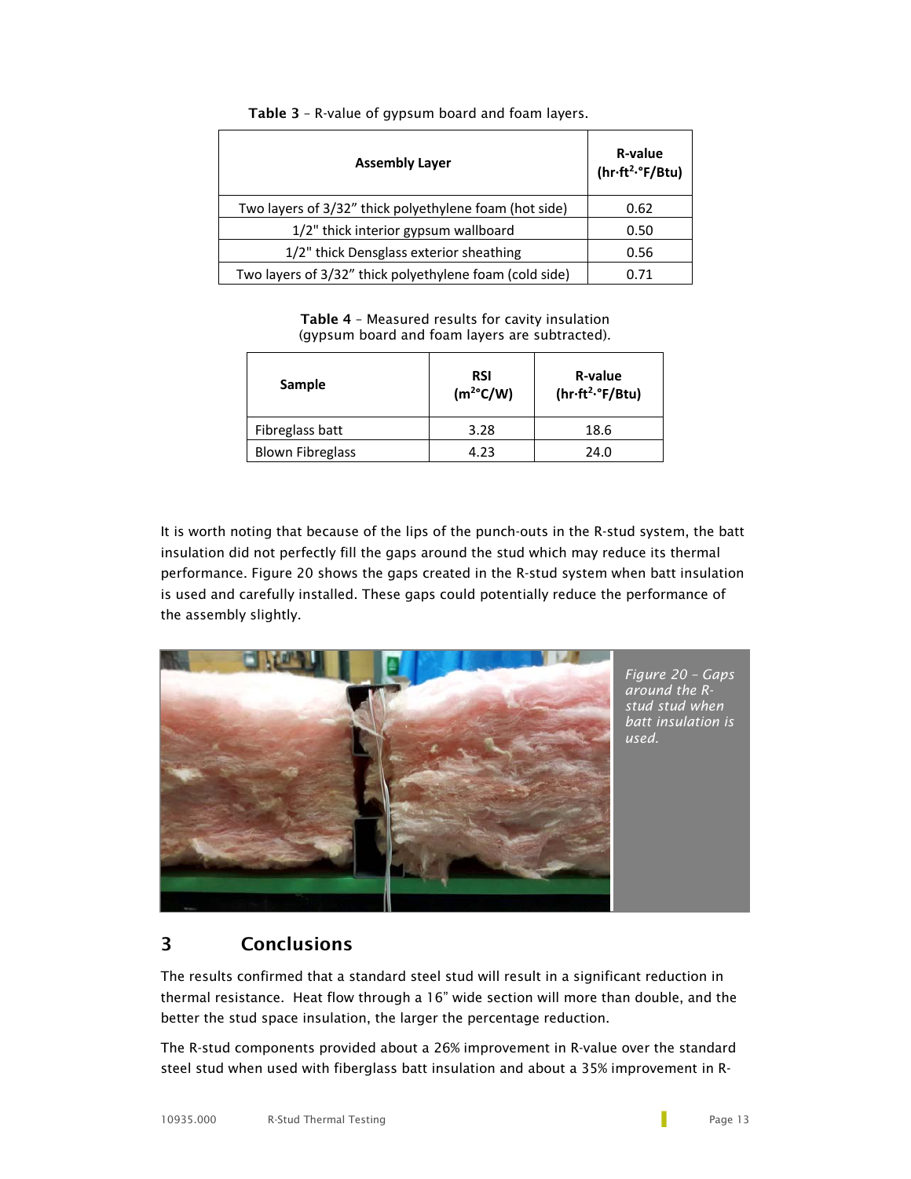**Table 3** – R-value of gypsum board and foam layers.

| Assembly Layer | R-value (hr·ft$^2$·°F/Btu) |
|---|---|
| Two layers of 3/32" thick polyethylene foam (hot side) | 0.62 |
| 1/2" thick interior gypsum wallboard | 0.50 |
| 1/2" thick Densglass exterior sheathing | 0.56 |
| Two layers of 3/32" thick polyethylene foam (cold side) | 0.71 |

**Table 4** – Measured results for cavity insulation (gypsum board and foam layers are subtracted).

| Sample | RSI (m$^2$°C/W) | R-value (hr·ft$^2$·°F/Btu) |
|---|---|---|
| Fibreglass batt | 3.28 | 18.6 |
| Blown Fibreglass | 4.23 | 24.0 |

It is worth noting that because of the lips of the punch-outs in the R-stud system, the batt insulation did not perfectly fill the gaps around the stud which may reduce its thermal performance. Figure 20 shows the gaps created in the R-stud system when batt insulation is used and carefully installed. These gaps could potentially reduce the performance of the assembly slightly.

*Figure 20 – Gaps around the R-stud stud when batt insulation is used.*

## 3 Conclusions

The results confirmed that a standard steel stud will result in a significant reduction in thermal resistance. Heat flow through a 16" wide section will more than double, and the better the stud space insulation, the larger the percentage reduction.

The R-stud components provided about a 26% improvement in R-value over the standard steel stud when used with fiberglass batt insulation and about a 35% improvement in R-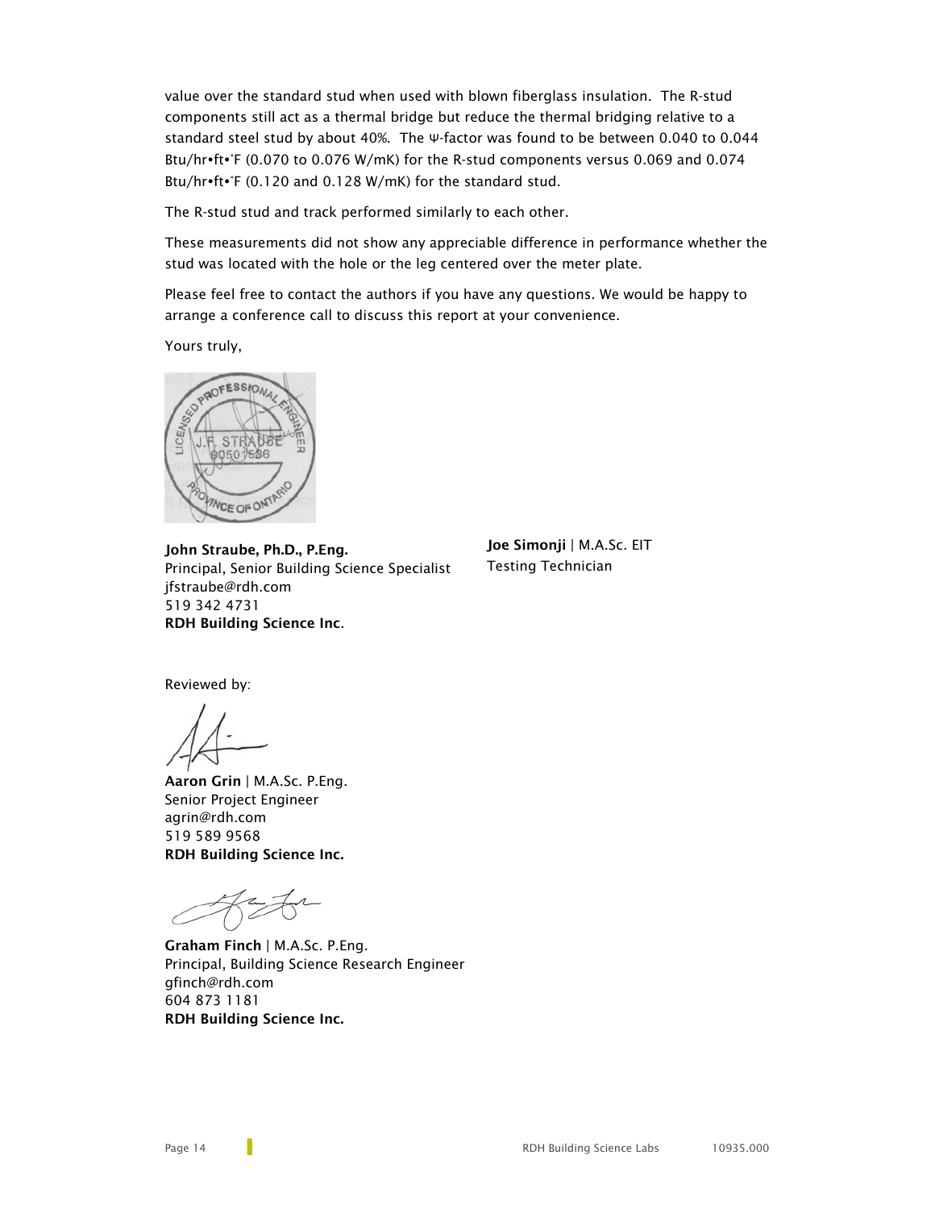value over the standard stud when used with blown fiberglass insulation. The R-stud components still act as a thermal bridge but reduce the thermal bridging relative to a standard steel stud by about 40%. The Ψ-factor was found to be between 0.040 to 0.044 Btu/hr•ft•˚F (0.070 to 0.076 W/mK) for the R-stud components versus 0.069 and 0.074 Btu/hr•ft•˚F (0.120 and 0.128 W/mK) for the standard stud.

The R-stud stud and track performed similarly to each other.

These measurements did not show any appreciable difference in performance whether the stud was located with the hole or the leg centered over the meter plate.

Please feel free to contact the authors if you have any questions. We would be happy to arrange a conference call to discuss this report at your convenience.

Yours truly,

LICENSED PROFESSIONAL ENGINEER
J.F. STRAUBE
90501536
PROVINCE OF ONTARIO

**John Straube, Ph.D., P.Eng.**
Principal, Senior Building Science Specialist
jfstraube@rdh.com
519 342 4731
**RDH Building Science Inc**.

**Joe Simonji** | M.A.Sc. EIT
Testing Technician

Reviewed by:

**Aaron Grin** | M.A.Sc. P.Eng.
Senior Project Engineer
agrin@rdh.com
519 589 9568
**RDH Building Science Inc.**

**Graham Finch** | M.A.Sc. P.Eng.
Principal, Building Science Research Engineer
gfinch@rdh.com
604 873 1181
**RDH Building Science Inc.**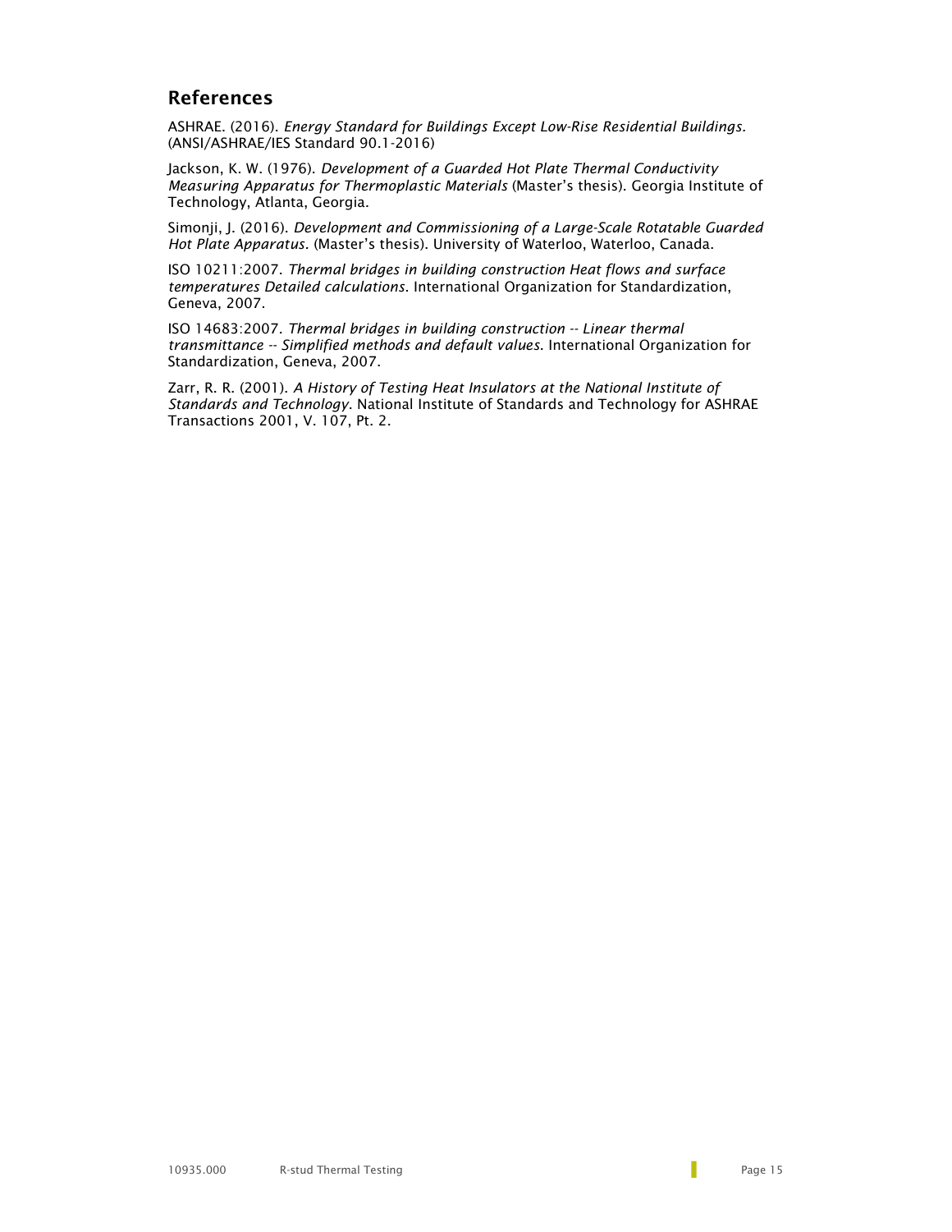## References

ASHRAE. (2016). *Energy Standard for Buildings Except Low-Rise Residential Buildings.* (ANSI/ASHRAE/IES Standard 90.1-2016)

Jackson, K. W. (1976). *Development of a Guarded Hot Plate Thermal Conductivity Measuring Apparatus for Thermoplastic Materials* (Master's thesis). Georgia Institute of Technology, Atlanta, Georgia.

Simonji, J. (2016). *Development and Commissioning of a Large-Scale Rotatable Guarded Hot Plate Apparatus.* (Master's thesis). University of Waterloo, Waterloo, Canada.

ISO 10211:2007. *Thermal bridges in building construction Heat flows and surface temperatures Detailed calculations*. International Organization for Standardization, Geneva, 2007.

ISO 14683:2007. *Thermal bridges in building construction -- Linear thermal transmittance -- Simplified methods and default values.* International Organization for Standardization, Geneva, 2007.

Zarr, R. R. (2001). *A History of Testing Heat Insulators at the National Institute of Standards and Technology*. National Institute of Standards and Technology for ASHRAE Transactions 2001, V. 107, Pt. 2.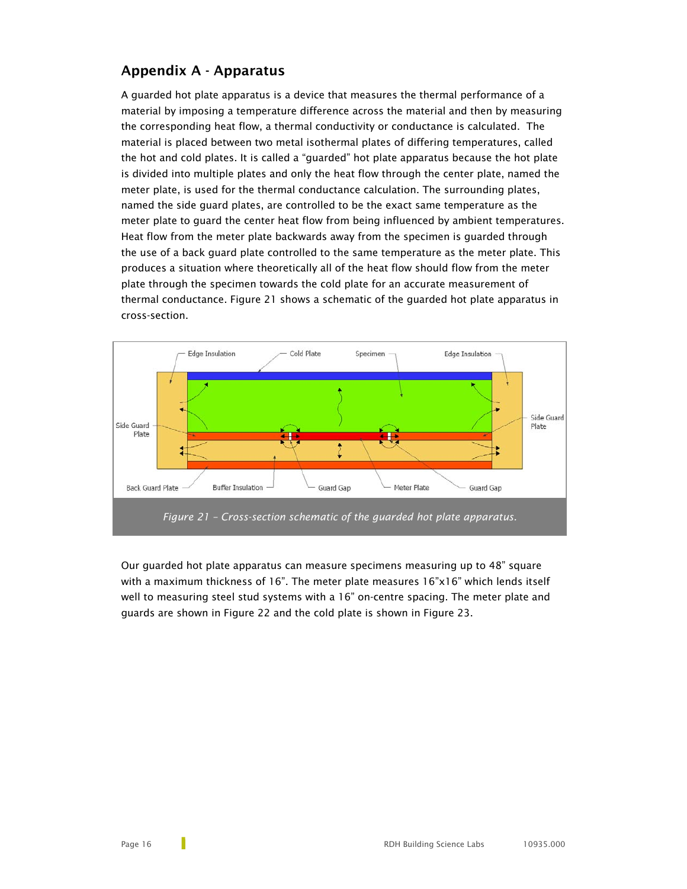## Appendix A - Apparatus

A guarded hot plate apparatus is a device that measures the thermal performance of a material by imposing a temperature difference across the material and then by measuring the corresponding heat flow, a thermal conductivity or conductance is calculated. The material is placed between two metal isothermal plates of differing temperatures, called the hot and cold plates. It is called a “guarded” hot plate apparatus because the hot plate is divided into multiple plates and only the heat flow through the center plate, named the meter plate, is used for the thermal conductance calculation. The surrounding plates, named the side guard plates, are controlled to be the exact same temperature as the meter plate to guard the center heat flow from being influenced by ambient temperatures. Heat flow from the meter plate backwards away from the specimen is guarded through the use of a back guard plate controlled to the same temperature as the meter plate. This produces a situation where theoretically all of the heat flow should flow from the meter plate through the specimen towards the cold plate for an accurate measurement of thermal conductance. Figure 21 shows a schematic of the guarded hot plate apparatus in cross-section.

*Figure 21 – Cross-section schematic of the guarded hot plate apparatus.*

Our guarded hot plate apparatus can measure specimens measuring up to 48” square with a maximum thickness of 16”. The meter plate measures 16”x16” which lends itself well to measuring steel stud systems with a 16” on-centre spacing. The meter plate and guards are shown in Figure 22 and the cold plate is shown in Figure 23.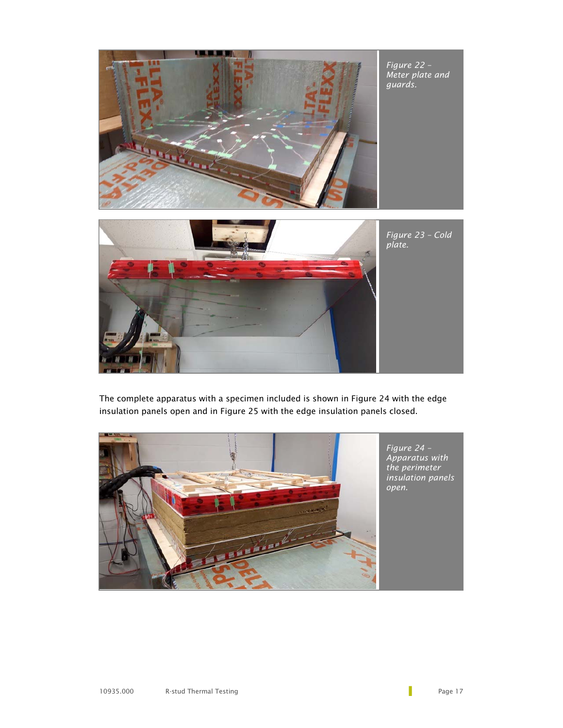Figure 22 – Meter plate and guards.

Figure 23 – Cold plate.

The complete apparatus with a specimen included is shown in Figure 24 with the edge insulation panels open and in Figure 25 with the edge insulation panels closed.

Figure 24 – Apparatus with the perimeter insulation panels open.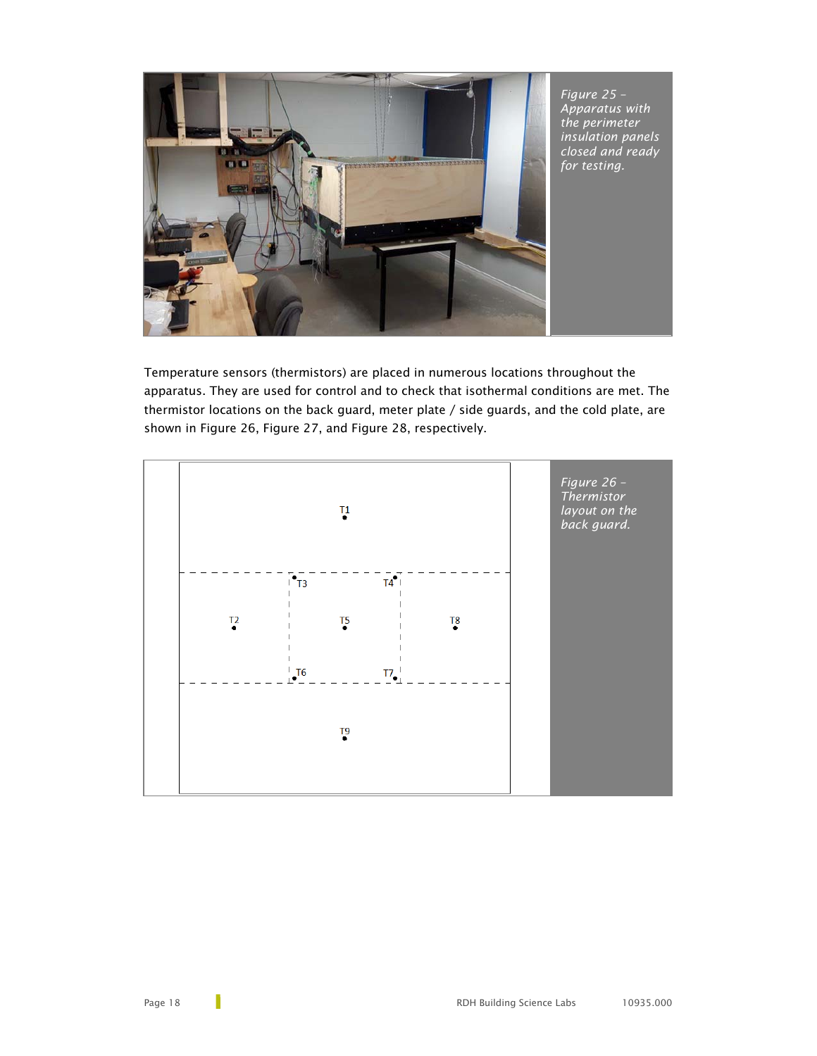*Figure 25 – Apparatus with the perimeter insulation panels closed and ready for testing.*

Temperature sensors (thermistors) are placed in numerous locations throughout the apparatus. They are used for control and to check that isothermal conditions are met. The thermistor locations on the back guard, meter plate / side guards, and the cold plate, are shown in Figure 26, Figure 27, and Figure 28, respectively.

*Figure 26 – Thermistor layout on the back guard.*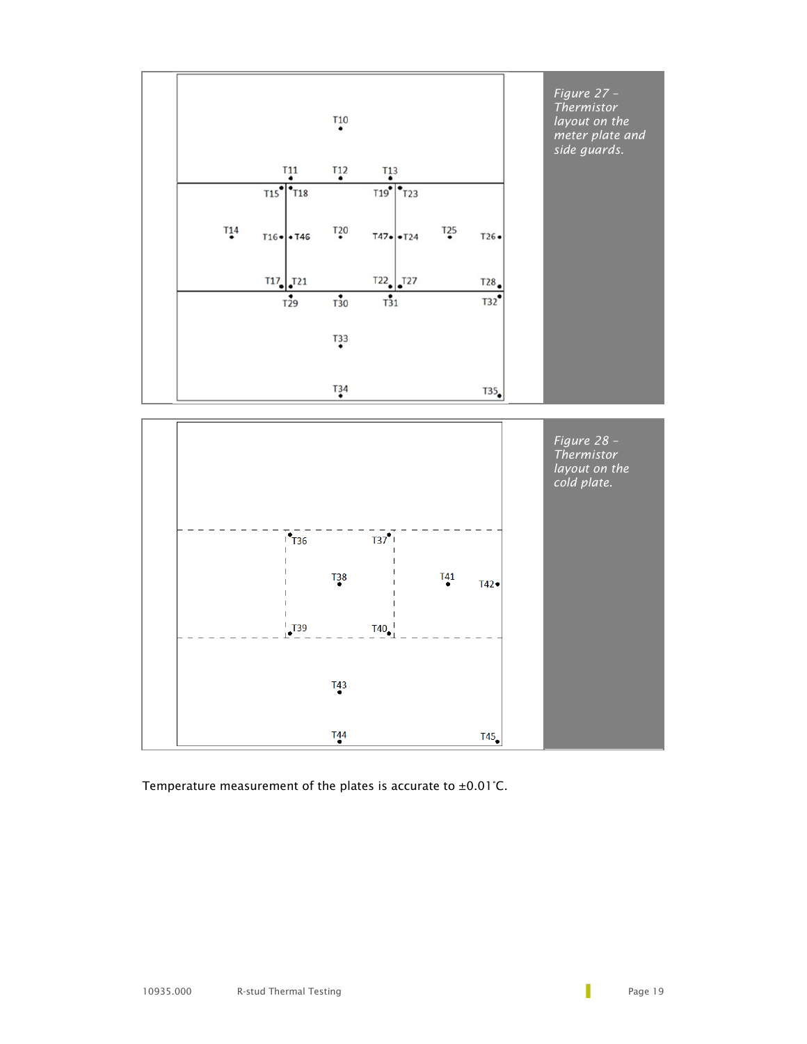*Figure 27 – Thermistor layout on the meter plate and side guards.*

*Figure 28 – Thermistor layout on the cold plate.*

Temperature measurement of the plates is accurate to ±0.01˚C.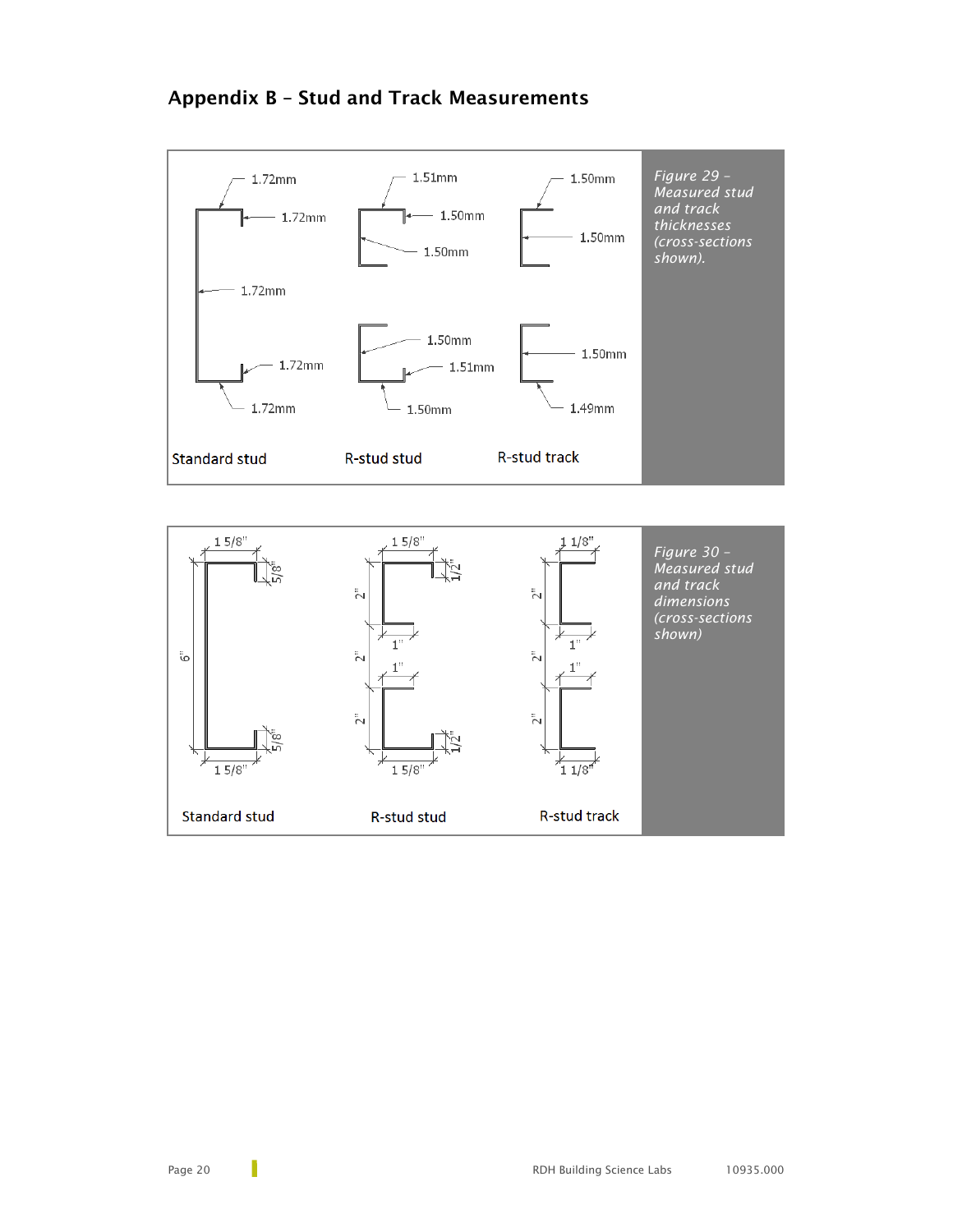## Appendix B – Stud and Track Measurements

1.72mm
1.72mm
1.72mm
1.72mm
1.72mm

1.51mm
1.50mm
1.50mm
1.50mm
1.51mm
1.50mm

1.50mm
1.50mm
1.50mm
1.49mm

Standard stud R-stud stud R-stud track

*Figure 29 – Measured stud and track thicknesses (cross-sections shown).*

1 5/8" 5/8" 6" 5/8" 1 5/8"

1 5/8" 1/2" 2" 1" 2" 1" 2" 1/2" 1 5/8"

1 1/8" 2" 1" 2" 1" 2" 1 1/8"

Standard stud R-stud stud R-stud track

*Figure 30 – Measured stud and track dimensions (cross-sections shown)*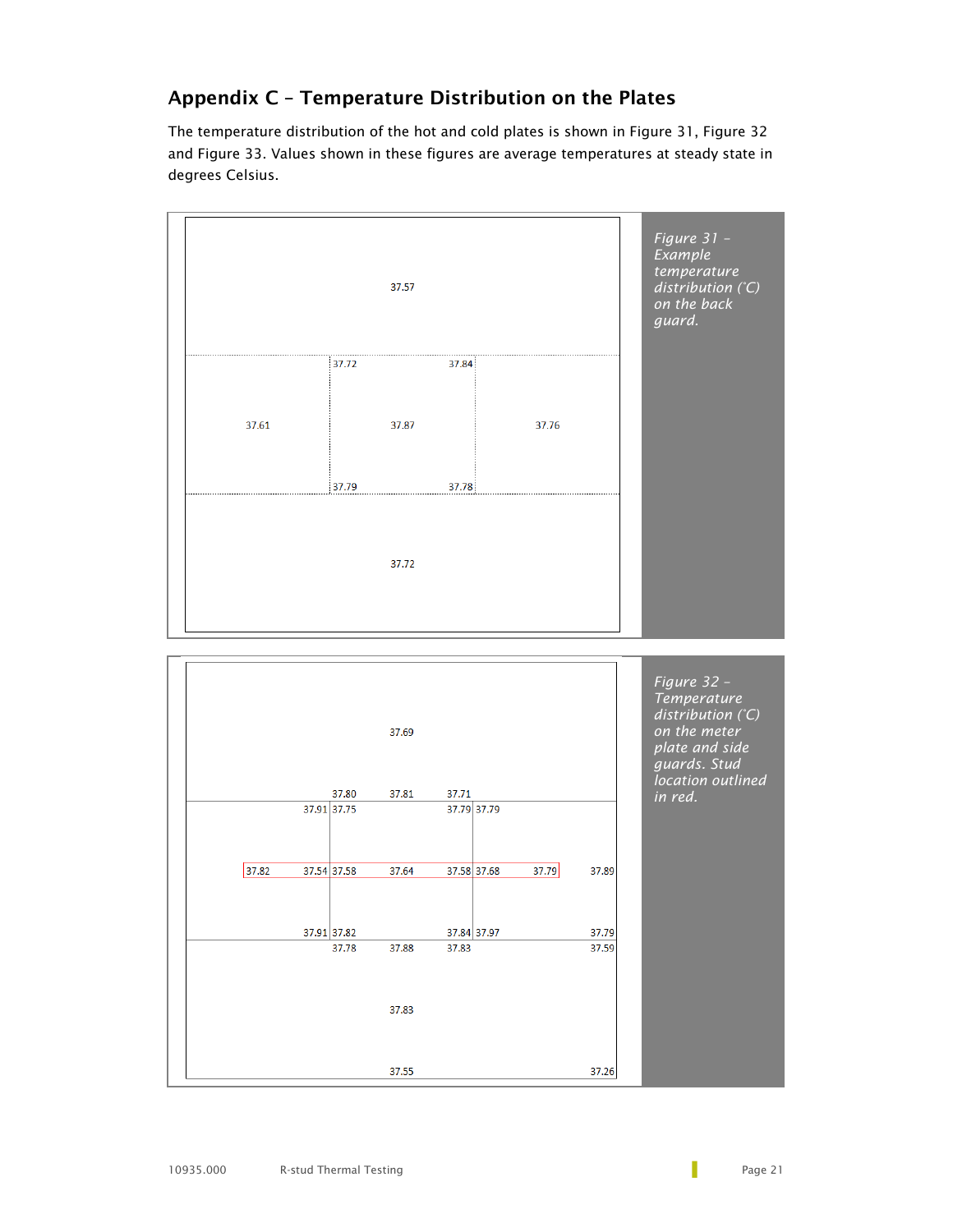## Appendix C – Temperature Distribution on the Plates

The temperature distribution of the hot and cold plates is shown in Figure 31, Figure 32 and Figure 33. Values shown in these figures are average temperatures at steady state in degrees Celsius.

37.57

37.72 37.84

37.61 37.87 37.76

37.79 37.78

37.72

*Figure 31 – Example temperature distribution (°C) on the back guard.*

37.69

37.80 37.81 37.71

37.91 37.75 37.79 37.79

37.82 37.54 37.58 37.64 37.58 37.68 37.79 37.89

37.91 37.82 37.84 37.97 37.79

37.78 37.88 37.83 37.59

37.83

37.55 37.26

*Figure 32 – Temperature distribution (°C) on the meter plate and side guards. Stud location outlined in red.*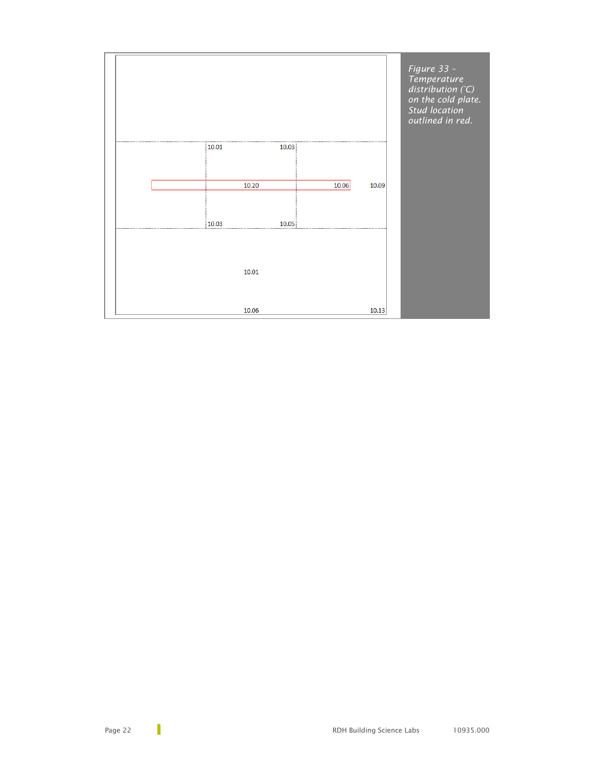10.01
10.03
10.20
10.06
10.09
10.03
10.05
10.01
10.06
10.13

*Figure 33 – Temperature distribution (˚C) on the cold plate. Stud location outlined in red.*